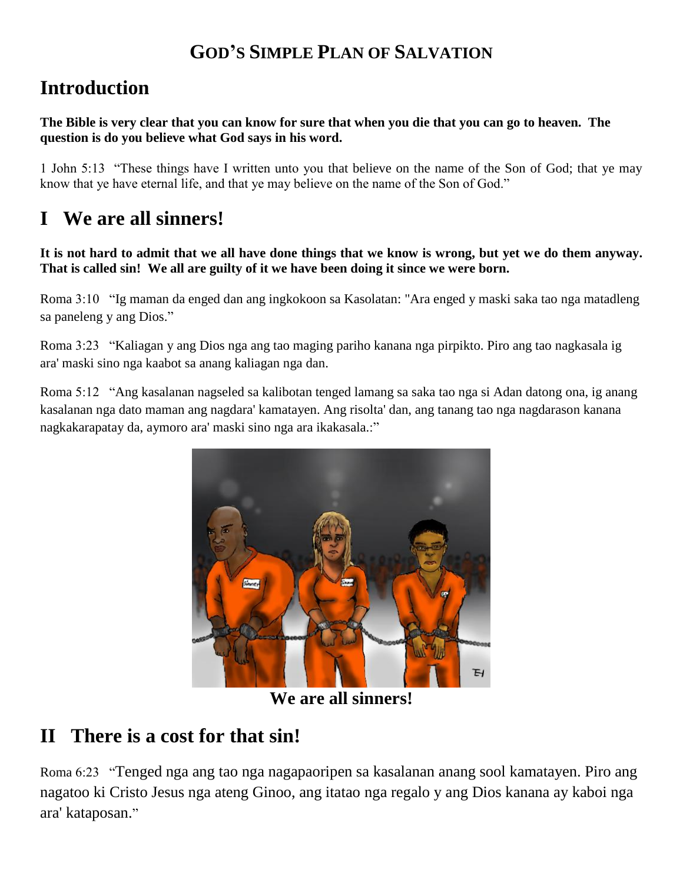# GOD'S SIMPLE PLAN OF SALVATION

## Introduction

**The Bible is very clear that you can know for sure that when you die that you can go to heaven. The question is do you believe what God says in his word.**

1 John 5:13 "These things have I written unto you that believe on the name of the Son of God; that ye may know that ye have eternal life, and that ye may believe on the name of the Son of God."

## I We are all sinners!

**It is not hard to admit that we all have done things that we know is wrong, but yet we do them anyway. That is called sin! We all are guilty of it we have been doing it since we were born.**

Roma 3:10 "Ig maman da enged dan ang ingkokoon sa Kasolatan: "Ara enged y maski saka tao nga matadleng sa paneleng y ang Dios."

Roma 3:23 "Kaliagan y ang Dios nga ang tao maging pariho kanana nga pirpikto. Piro ang tao nagkasala ig ara' maski sino nga kaabot sa anang kaliagan nga dan.

Roma 5:12 "Ang kasalanan nagseled sa kalibotan tenged lamang sa saka tao nga si Adan datong ona, ig anang kasalanan nga dato maman ang nagdara' kamatayen. Ang risolta' dan, ang tanang tao nga nagdarason kanana nagkakarapatay da, aymoro ara' maski sino nga ara ikakasala.:"

**We are all sinners!**

## II There is a cost for that sin!

Roma 6:23 "Tenged nga ang tao nga nagapaoripen sa kasalanan anang sool kamatayen. Piro ang nagatoo ki Cristo Jesus nga ateng Ginoo, ang itatao nga regalo y ang Dios kanana ay kaboi nga ara' kataposan."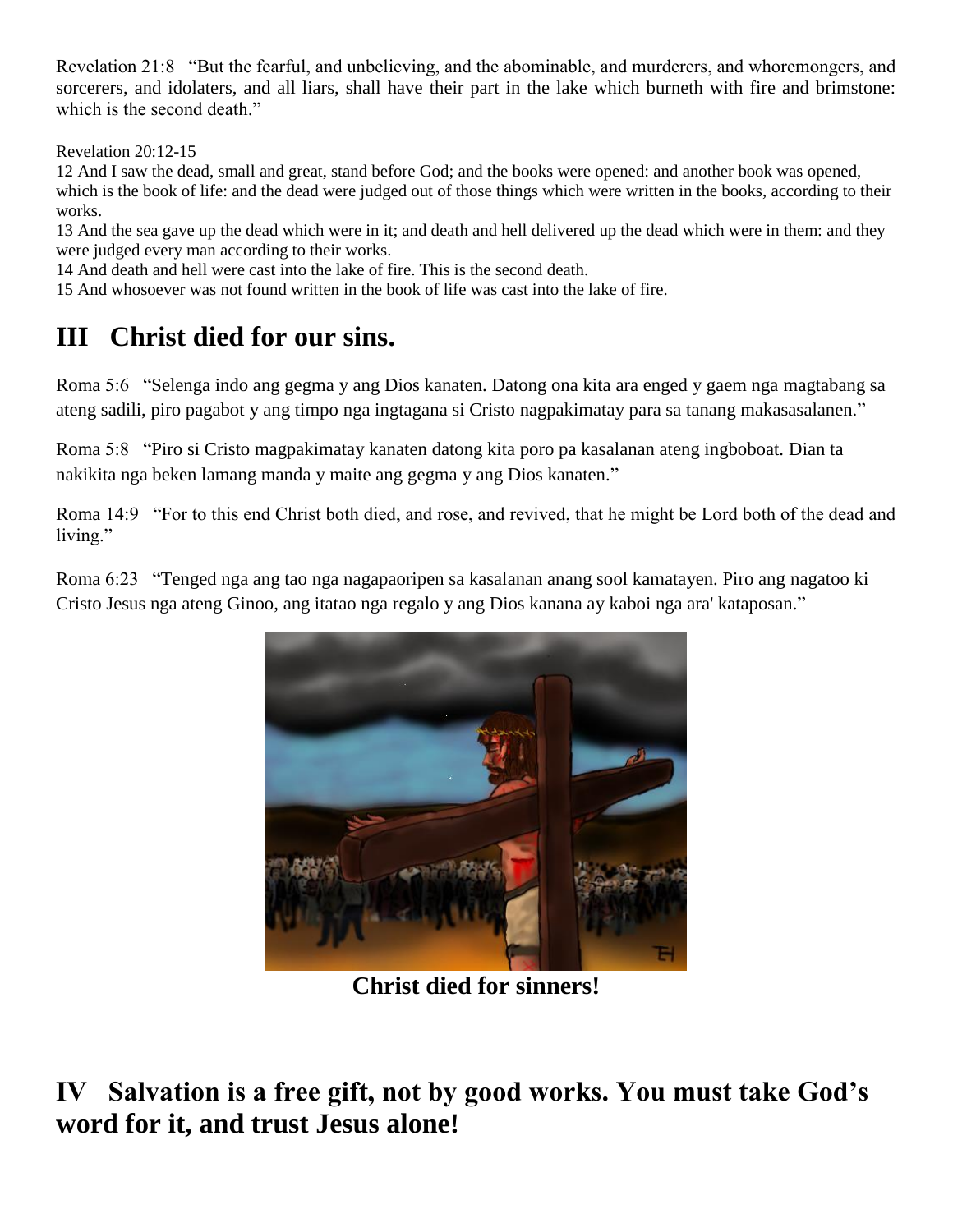Revelation 21:8 "But the fearful, and unbelieving, and the abominable, and murderers, and whoremongers, and sorcerers, and idolaters, and all liars, shall have their part in the lake which burneth with fire and brimstone: which is the second death."

Revelation 20:12-15

12 And I saw the dead, small and great, stand before God; and the books were opened: and another book was opened, which is the book of life: and the dead were judged out of those things which were written in the books, according to their works.

13 And the sea gave up the dead which were in it; and death and hell delivered up the dead which were in them: and they were judged every man according to their works.

14 And death and hell were cast into the lake of fire. This is the second death.

15 And whosoever was not found written in the book of life was cast into the lake of fire.

## III Christ died for our sins.

Roma 5:6 "Selenga indo ang gegma y ang Dios kanaten. Datong ona kita ara enged y gaem nga magtabang sa ateng sadili, piro pagabot y ang timpo nga ingtagana si Cristo nagpakimatay para sa tanang makasasalanen."

Roma 5:8 "Piro si Cristo magpakimatay kanaten datong kita poro pa kasalanan ateng ingboboat. Dian ta nakikita nga beken lamang manda y maite ang gegma y ang Dios kanaten."

Roma 14:9 "For to this end Christ both died, and rose, and revived, that he might be Lord both of the dead and living."

Roma 6:23 "Tenged nga ang tao nga nagapaoripen sa kasalanan anang sool kamatayen. Piro ang nagatoo ki Cristo Jesus nga ateng Ginoo, ang itatao nga regalo y ang Dios kanana ay kaboi nga ara' kataposan."

**Christ died for sinners!**

## IV Salvation is a free gift, not by good works. You must take God's word for it, and trust Jesus alone!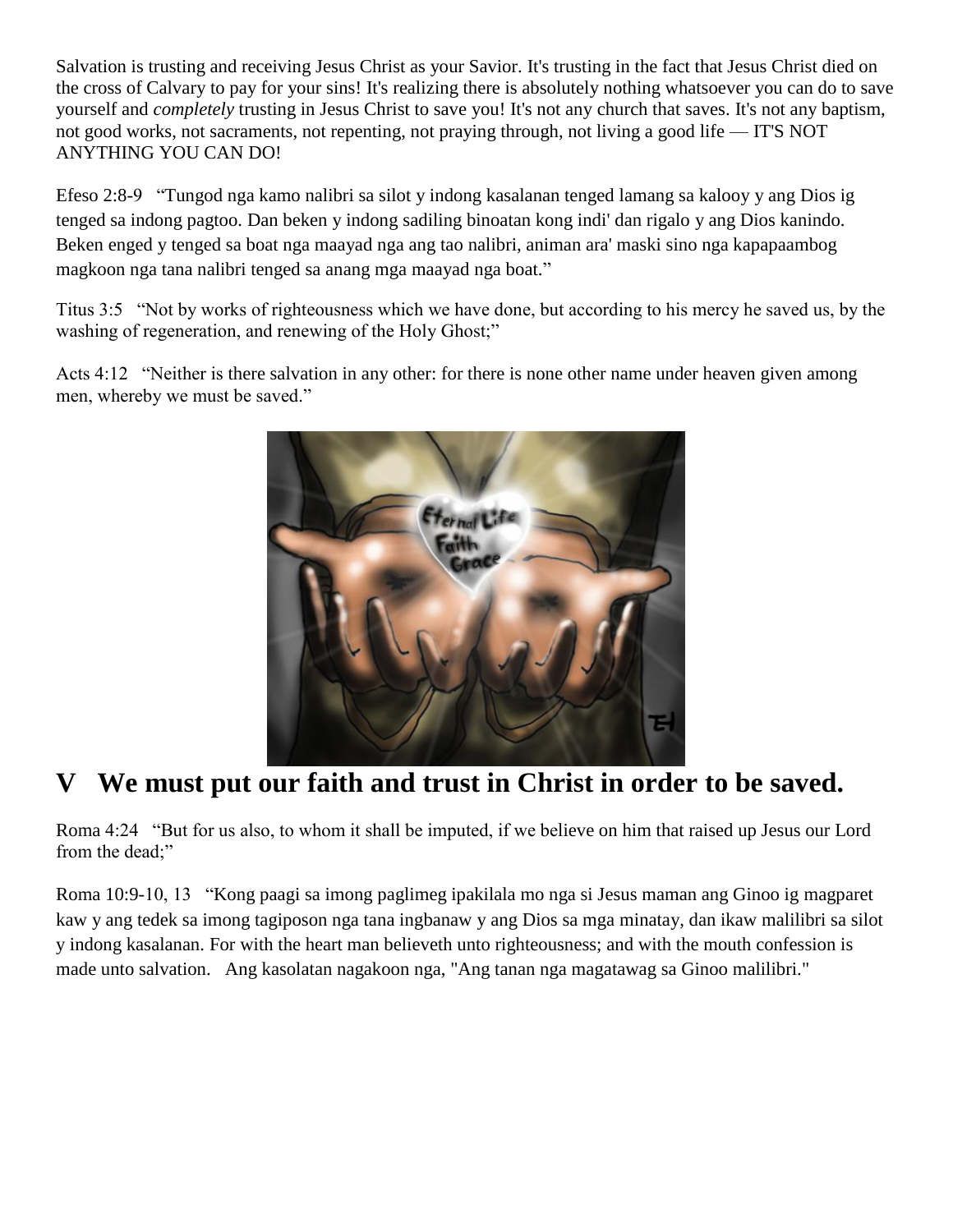Salvation is trusting and receiving Jesus Christ as your Savior. It's trusting in the fact that Jesus Christ died on the cross of Calvary to pay for your sins! It's realizing there is absolutely nothing whatsoever you can do to save yourself and *completely* trusting in Jesus Christ to save you! It's not any church that saves. It's not any baptism, not good works, not sacraments, not repenting, not praying through, not living a good life — IT'S NOT ANYTHING YOU CAN DO!

Efeso 2:8-9 "Tungod nga kamo nalibri sa silot y indong kasalanan tenged lamang sa kalooy y ang Dios ig tenged sa indong pagtoo. Dan beken y indong sadiling binoatan kong indi' dan rigalo y ang Dios kanindo. Beken enged y tenged sa boat nga maayad nga ang tao nalibri, animan ara' maski sino nga kapapaambog magkoon nga tana nalibri tenged sa anang mga maayad nga boat."

Titus 3:5 "Not by works of righteousness which we have done, but according to his mercy he saved us, by the washing of regeneration, and renewing of the Holy Ghost;"

Acts 4:12 "Neither is there salvation in any other: for there is none other name under heaven given among men, whereby we must be saved."

# V We must put our faith and trust in Christ in order to be saved.

Roma 4:24 "But for us also, to whom it shall be imputed, if we believe on him that raised up Jesus our Lord from the dead;"

Roma 10:9-10, 13 "Kong paagi sa imong paglimeg ipakilala mo nga si Jesus maman ang Ginoo ig magparet kaw y ang tedek sa imong tagiposon nga tana ingbanaw y ang Dios sa mga minatay, dan ikaw malilibri sa silot y indong kasalanan. For with the heart man believeth unto righteousness; and with the mouth confession is made unto salvation. Ang kasolatan nagakoon nga, "Ang tanan nga magatawag sa Ginoo malilibri."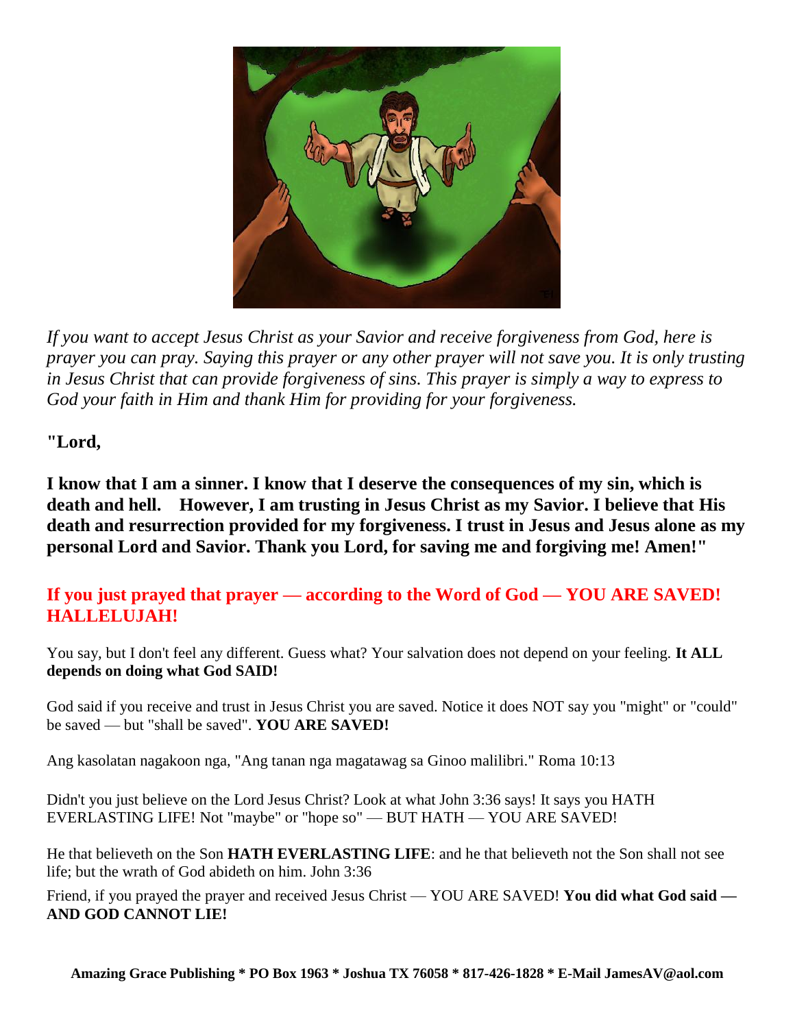*If you want to accept Jesus Christ as your Savior and receive forgiveness from God, here is prayer you can pray. Saying this prayer or any other prayer will not save you. It is only trusting in Jesus Christ that can provide forgiveness of sins. This prayer is simply a way to express to God your faith in Him and thank Him for providing for your forgiveness.*

**"Lord,**

**I know that I am a sinner. I know that I deserve the consequences of my sin, which is death and hell. However, I am trusting in Jesus Christ as my Savior. I believe that His death and resurrection provided for my forgiveness. I trust in Jesus and Jesus alone as my personal Lord and Savior. Thank you Lord, for saving me and forgiving me! Amen!"**

**If you just prayed that prayer — according to the Word of God — YOU ARE SAVED! HALLELUJAH!**

You say, but I don't feel any different. Guess what? Your salvation does not depend on your feeling. **It ALL depends on doing what God SAID!**

God said if you receive and trust in Jesus Christ you are saved. Notice it does NOT say you "might" or "could" be saved — but "shall be saved". **YOU ARE SAVED!**

Ang kasolatan nagakoon nga, "Ang tanan nga magatawag sa Ginoo malilibri." Roma 10:13

Didn't you just believe on the Lord Jesus Christ? Look at what John 3:36 says! It says you HATH EVERLASTING LIFE! Not "maybe" or "hope so" — BUT HATH — YOU ARE SAVED!

He that believeth on the Son **HATH EVERLASTING LIFE**: and he that believeth not the Son shall not see life; but the wrath of God abideth on him. John 3:36

Friend, if you prayed the prayer and received Jesus Christ — YOU ARE SAVED! **You did what God said — AND GOD CANNOT LIE!**

**Amazing Grace Publishing * PO Box 1963 * Joshua TX 76058 * 817-426-1828 * E-Mail JamesAV@aol.com**